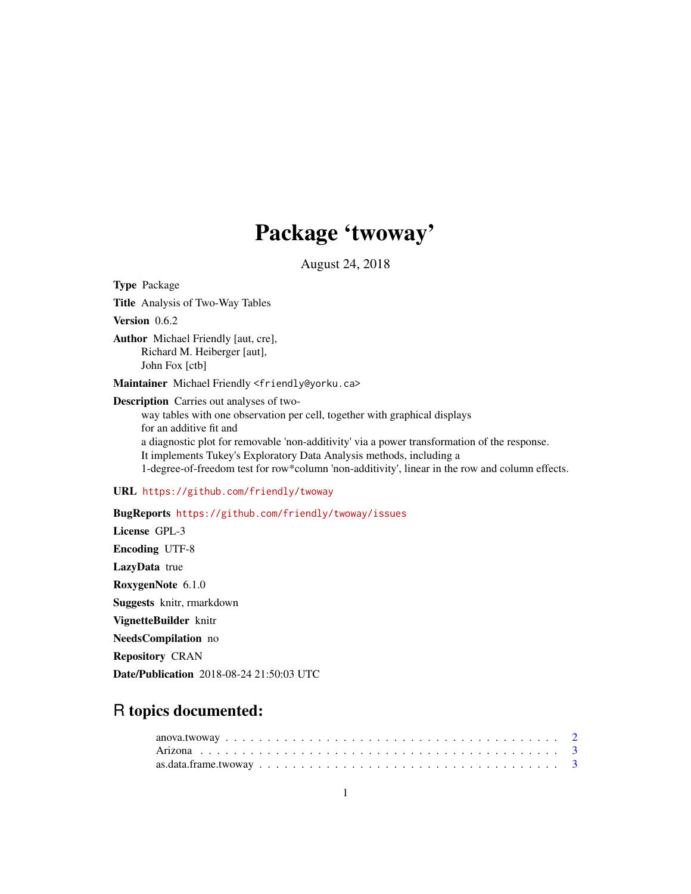# Package 'twoway'

August 24, 2018

**Type** Package

**Title** Analysis of Two-Way Tables

**Version** 0.6.2

**Author** Michael Friendly [aut, cre],
Richard M. Heiberger [aut],
John Fox [ctb]

**Maintainer** Michael Friendly <friendly@yorku.ca>

**Description** Carries out analyses of two-
way tables with one observation per cell, together with graphical displays
for an additive fit and
a diagnostic plot for removable 'non-additivity' via a power transformation of the response.
It implements Tukey's Exploratory Data Analysis methods, including a
1-degree-of-freedom test for row*column 'non-additivity', linear in the row and column effects.

**URL** https://github.com/friendly/twoway

**BugReports** https://github.com/friendly/twoway/issues

**License** GPL-3

**Encoding** UTF-8

**LazyData** true

**RoxygenNote** 6.1.0

**Suggests** knitr, rmarkdown

**VignetteBuilder** knitr

**NeedsCompilation** no

**Repository** CRAN

**Date/Publication** 2018-08-24 21:50:03 UTC

## R topics documented:

- anova.twoway . . . . . . . . . . . . . . . . . . . . . . . . . . . . . . . . . . . . . . 2
- Arizona . . . . . . . . . . . . . . . . . . . . . . . . . . . . . . . . . . . . . . . . 3
- as.data.frame.twoway . . . . . . . . . . . . . . . . . . . . . . . . . . . . . . . . 3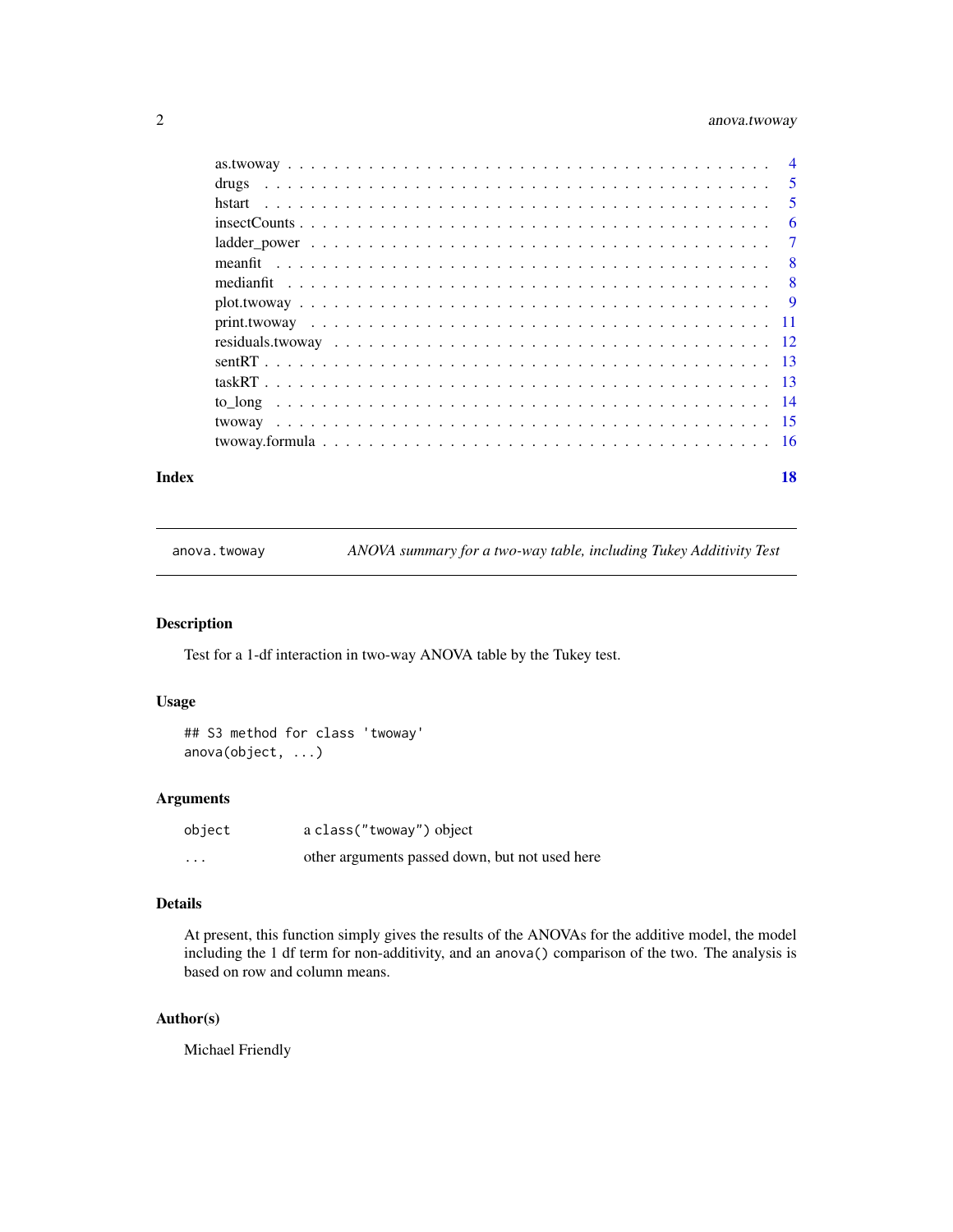as.twoway . . . . . . . . . . . . . . . . . . . . . . . . . . . . . . . . . . . . . . . 4
drugs . . . . . . . . . . . . . . . . . . . . . . . . . . . . . . . . . . . . . . . . . 5
hstart . . . . . . . . . . . . . . . . . . . . . . . . . . . . . . . . . . . . . . . . . 5
insectCounts . . . . . . . . . . . . . . . . . . . . . . . . . . . . . . . . . . . . . . 6
ladder_power . . . . . . . . . . . . . . . . . . . . . . . . . . . . . . . . . . . . . 7
meanfit . . . . . . . . . . . . . . . . . . . . . . . . . . . . . . . . . . . . . . . . 8
medianfit . . . . . . . . . . . . . . . . . . . . . . . . . . . . . . . . . . . . . . . 8
plot.twoway . . . . . . . . . . . . . . . . . . . . . . . . . . . . . . . . . . . . . . 9
print.twoway . . . . . . . . . . . . . . . . . . . . . . . . . . . . . . . . . . . . . 11
residuals.twoway . . . . . . . . . . . . . . . . . . . . . . . . . . . . . . . . . . . 12
sentRT . . . . . . . . . . . . . . . . . . . . . . . . . . . . . . . . . . . . . . . . 13
taskRT . . . . . . . . . . . . . . . . . . . . . . . . . . . . . . . . . . . . . . . . 13
to_long . . . . . . . . . . . . . . . . . . . . . . . . . . . . . . . . . . . . . . . . 14
twoway . . . . . . . . . . . . . . . . . . . . . . . . . . . . . . . . . . . . . . . . 15
twoway.formula . . . . . . . . . . . . . . . . . . . . . . . . . . . . . . . . . . . . 16

**Index** **18**

---

`anova.twoway` *ANOVA summary for a two-way table, including Tukey Additivity Test*

---

## Description

Test for a 1-df interaction in two-way ANOVA table by the Tukey test.

## Usage

```
## S3 method for class 'twoway'
anova(object, ...)
```

## Arguments

| | |
|---|---|
| `object` | a `class("twoway")` object |
| `...` | other arguments passed down, but not used here |

## Details

At present, this function simply gives the results of the ANOVAs for the additive model, the model including the 1 df term for non-additivity, and an `anova()` comparison of the two. The analysis is based on row and column means.

## Author(s)

Michael Friendly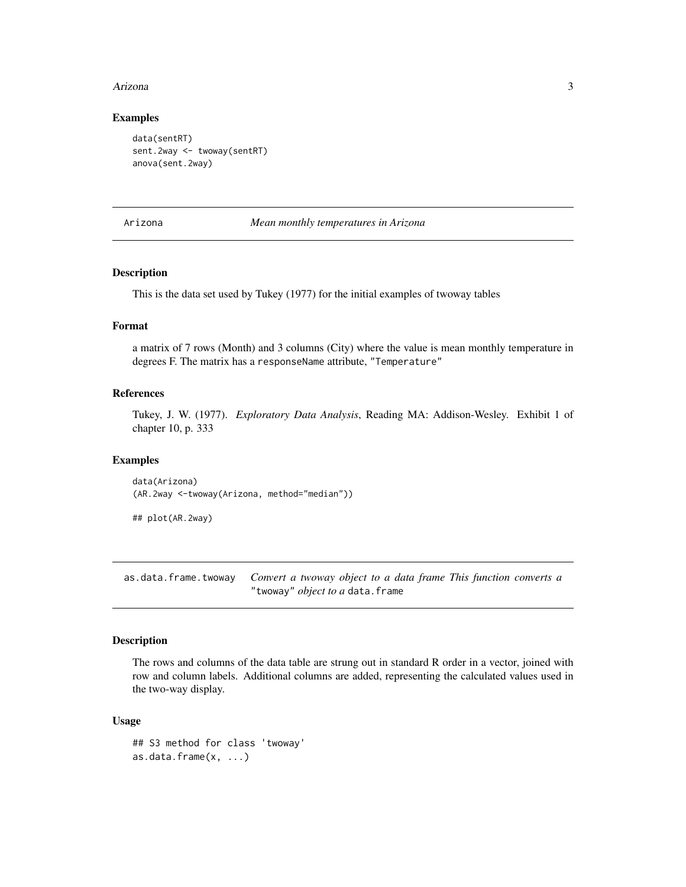### Examples

```
data(sentRT)
sent.2way <- twoway(sentRT)
anova(sent.2way)
```

---

## Arizona — *Mean monthly temperatures in Arizona*

---

### Description

This is the data set used by Tukey (1977) for the initial examples of twoway tables

### Format

a matrix of 7 rows (Month) and 3 columns (City) where the value is mean monthly temperature in degrees F. The matrix has a `responseName` attribute, `"Temperature"`

### References

Tukey, J. W. (1977). *Exploratory Data Analysis*, Reading MA: Addison-Wesley. Exhibit 1 of chapter 10, p. 333

### Examples

```
data(Arizona)
(AR.2way <-twoway(Arizona, method="median"))

## plot(AR.2way)
```

---

## as.data.frame.twoway — *Convert a twoway object to a data frame This function converts a* `"twoway"` *object to a* `data.frame`

---

### Description

The rows and columns of the data table are strung out in standard R order in a vector, joined with row and column labels. Additional columns are added, representing the calculated values used in the two-way display.

### Usage

```
## S3 method for class 'twoway'
as.data.frame(x, ...)
```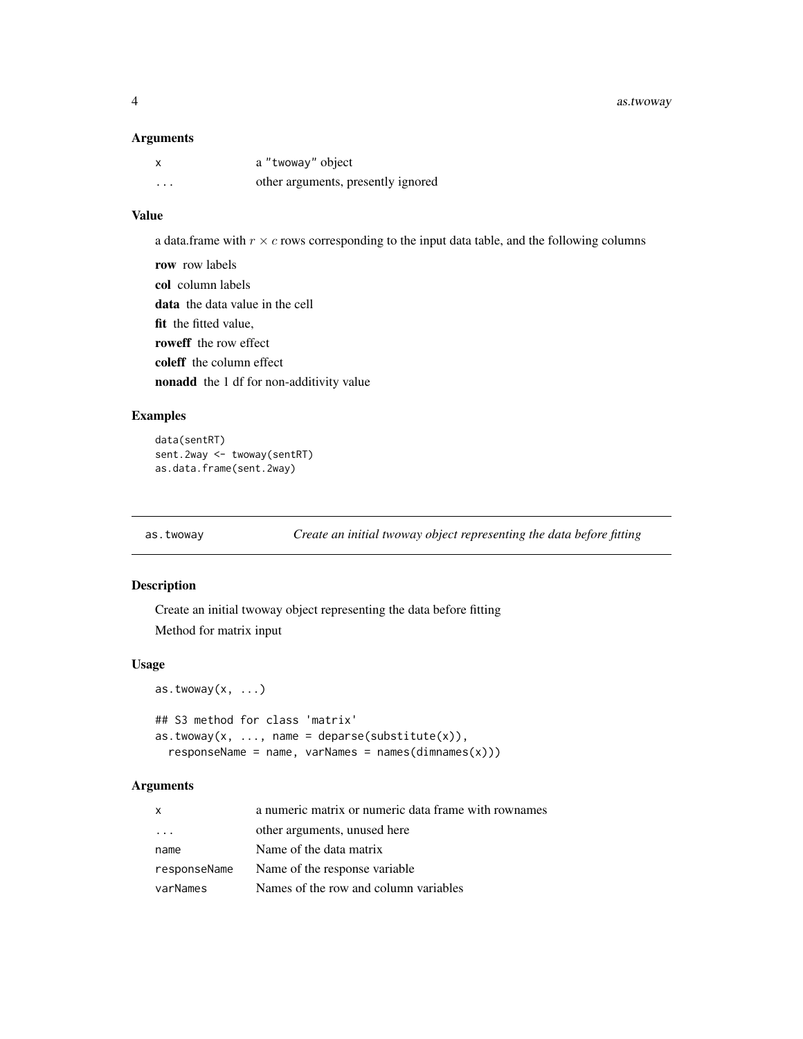### Arguments

| | |
|---|---|
| `x` | a "twoway" object |
| `...` | other arguments, presently ignored |

### Value

a data.frame with $r \times c$ rows corresponding to the input data table, and the following columns

**row** row labels

**col** column labels

**data** the data value in the cell

**fit** the fitted value,

**roweff** the row effect

**coleff** the column effect

**nonadd** the 1 df for non-additivity value

### Examples

```
data(sentRT)
sent.2way <- twoway(sentRT)
as.data.frame(sent.2way)
```

---

## `as.twoway` *Create an initial twoway object representing the data before fitting*

---

### Description

Create an initial twoway object representing the data before fitting

Method for matrix input

### Usage

```
as.twoway(x, ...)

## S3 method for class 'matrix'
as.twoway(x, ..., name = deparse(substitute(x)),
  responseName = name, varNames = names(dimnames(x)))
```

### Arguments

| | |
|---|---|
| `x` | a numeric matrix or numeric data frame with rownames |
| `...` | other arguments, unused here |
| `name` | Name of the data matrix |
| `responseName` | Name of the response variable |
| `varNames` | Names of the row and column variables |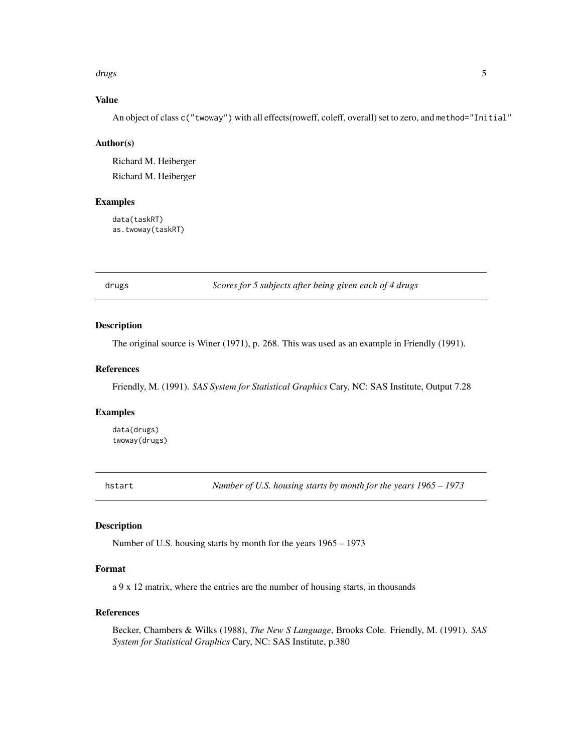### Value

An object of class `c("twoway")` with all effects(roweff, coleff, overall) set to zero, and `method="Initial"`

### Author(s)

Richard M. Heiberger

Richard M. Heiberger

### Examples

```
data(taskRT)
as.twoway(taskRT)
```

---

## drugs — *Scores for 5 subjects after being given each of 4 drugs*

---

### Description

The original source is Winer (1971), p. 268. This was used as an example in Friendly (1991).

### References

Friendly, M. (1991). *SAS System for Statistical Graphics* Cary, NC: SAS Institute, Output 7.28

### Examples

```
data(drugs)
twoway(drugs)
```

---

## hstart — *Number of U.S. housing starts by month for the years 1965 – 1973*

---

### Description

Number of U.S. housing starts by month for the years 1965 – 1973

### Format

a 9 x 12 matrix, where the entries are the number of housing starts, in thousands

### References

Becker, Chambers & Wilks (1988), *The New S Language*, Brooks Cole. Friendly, M. (1991). *SAS System for Statistical Graphics* Cary, NC: SAS Institute, p.380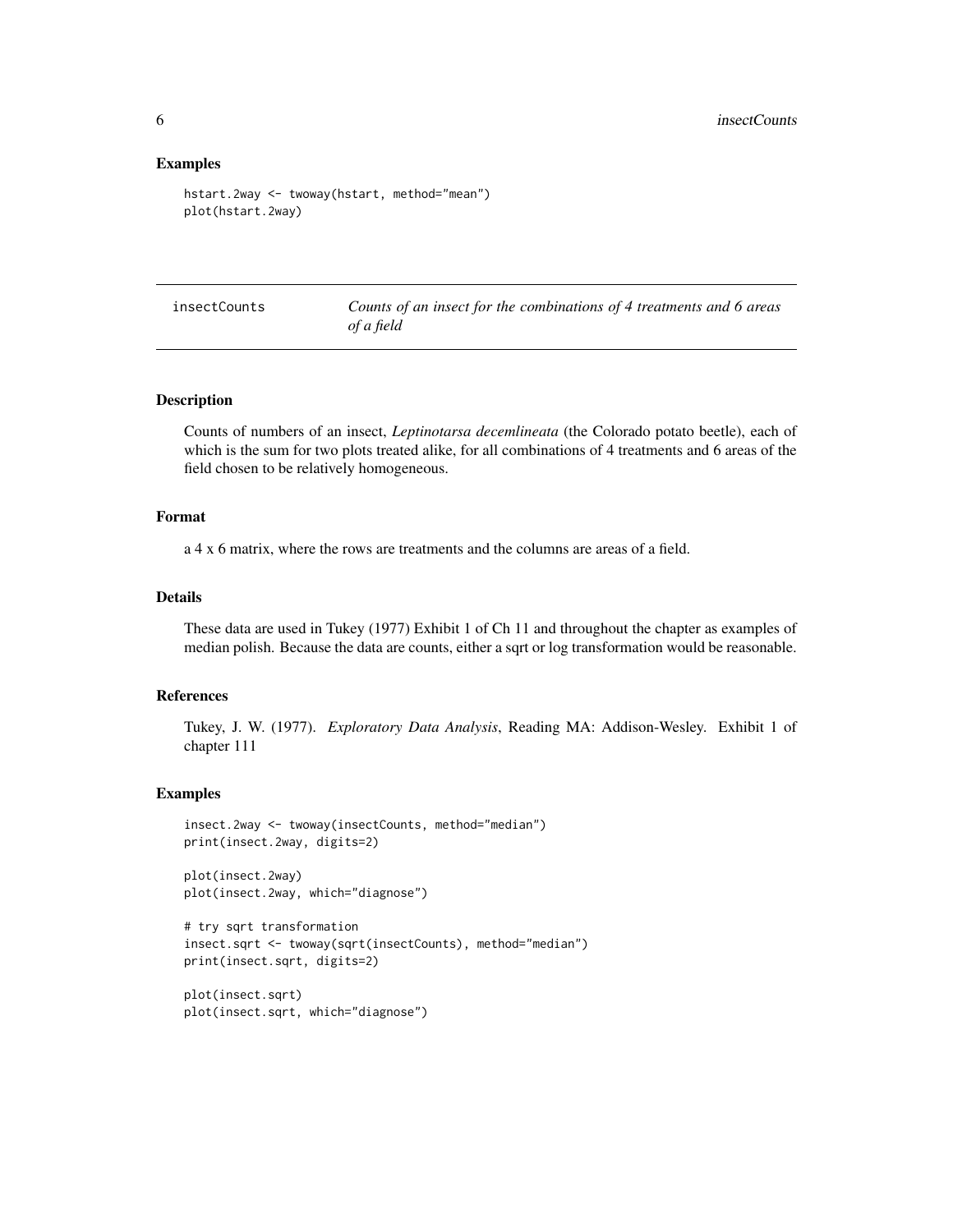### Examples

```
hstart.2way <- twoway(hstart, method="mean")
plot(hstart.2way)
```

---

## insectCounts — *Counts of an insect for the combinations of 4 treatments and 6 areas of a field*

---

### Description

Counts of numbers of an insect, *Leptinotarsa decemlineata* (the Colorado potato beetle), each of which is the sum for two plots treated alike, for all combinations of 4 treatments and 6 areas of the field chosen to be relatively homogeneous.

### Format

a 4 x 6 matrix, where the rows are treatments and the columns are areas of a field.

### Details

These data are used in Tukey (1977) Exhibit 1 of Ch 11 and throughout the chapter as examples of median polish. Because the data are counts, either a sqrt or log transformation would be reasonable.

### References

Tukey, J. W. (1977). *Exploratory Data Analysis*, Reading MA: Addison-Wesley. Exhibit 1 of chapter 111

### Examples

```
insect.2way <- twoway(insectCounts, method="median")
print(insect.2way, digits=2)

plot(insect.2way)
plot(insect.2way, which="diagnose")

# try sqrt transformation
insect.sqrt <- twoway(sqrt(insectCounts), method="median")
print(insect.sqrt, digits=2)

plot(insect.sqrt)
plot(insect.sqrt, which="diagnose")
```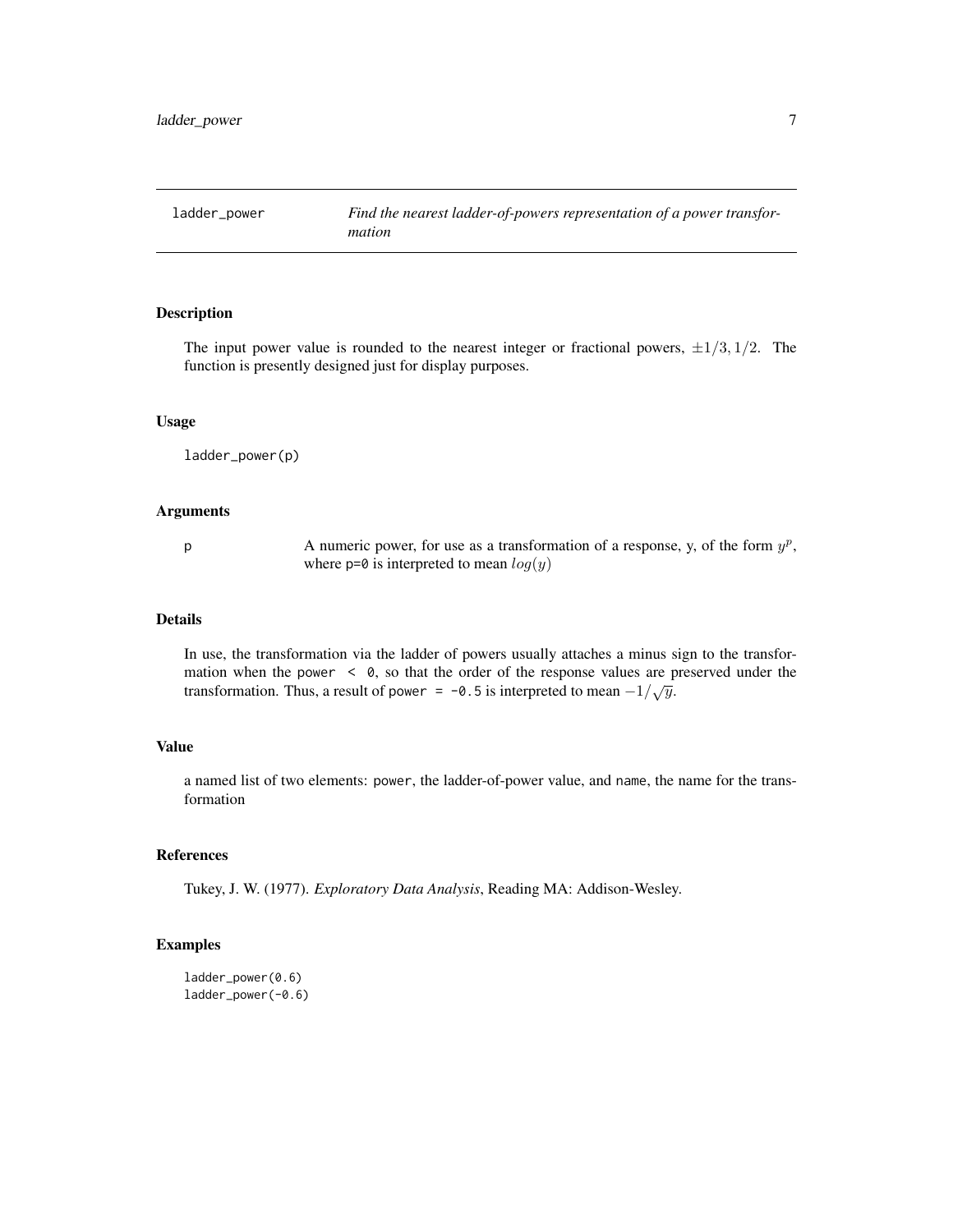## ladder_power — *Find the nearest ladder-of-powers representation of a power transformation*

### Description

The input power value is rounded to the nearest integer or fractional powers, $\pm 1/3, 1/2$. The function is presently designed just for display purposes.

### Usage

```
ladder_power(p)
```

### Arguments

| | |
|---|---|
| p | A numeric power, for use as a transformation of a response, y, of the form $y^p$, where `p=0` is interpreted to mean $log(y)$ |

### Details

In use, the transformation via the ladder of powers usually attaches a minus sign to the transformation when the `power < 0`, so that the order of the response values are preserved under the transformation. Thus, a result of `power = -0.5` is interpreted to mean $-1/\sqrt{y}$.

### Value

a named list of two elements: `power`, the ladder-of-power value, and `name`, the name for the transformation

### References

Tukey, J. W. (1977). *Exploratory Data Analysis*, Reading MA: Addison-Wesley.

### Examples

```
ladder_power(0.6)
ladder_power(-0.6)
```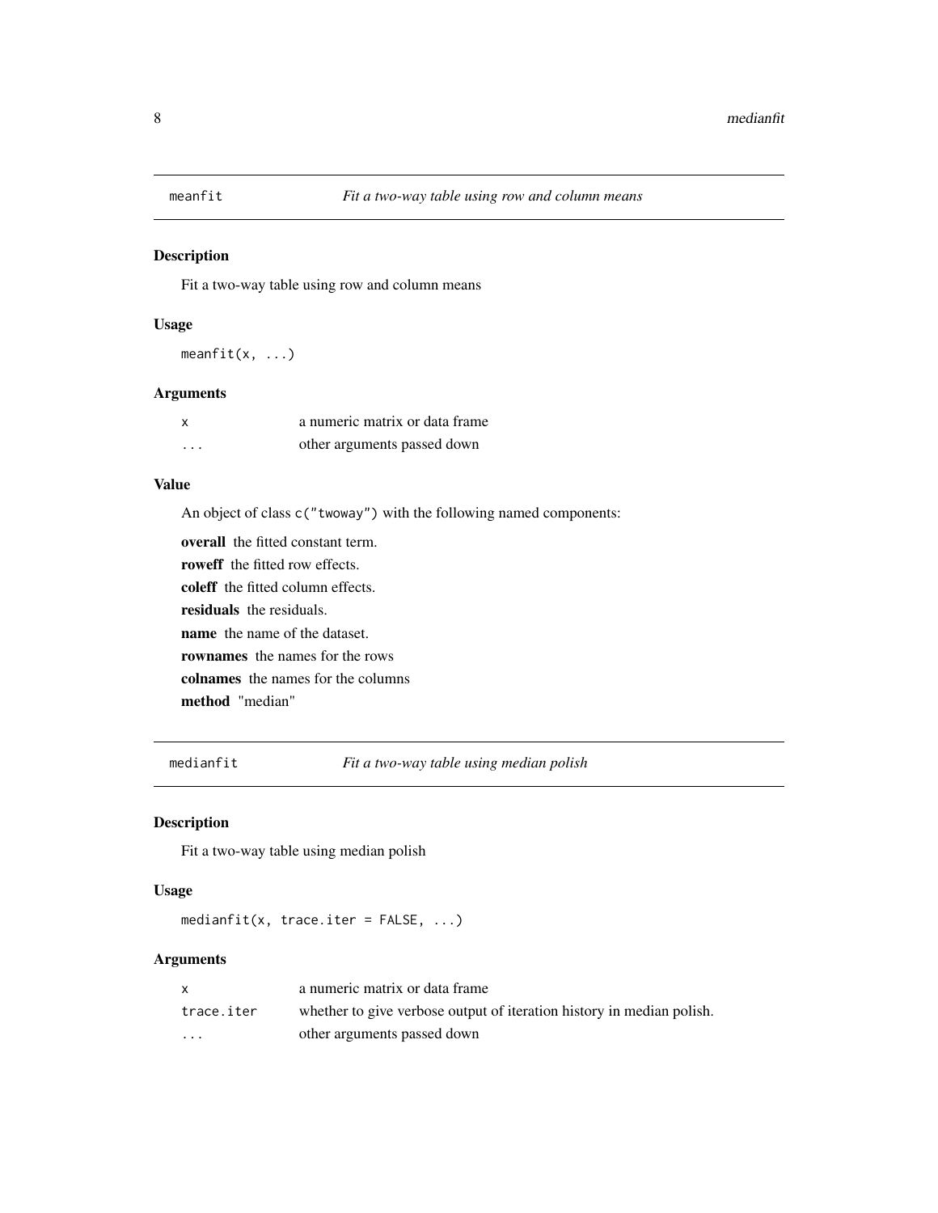## meanfit — *Fit a two-way table using row and column means*

### Description

Fit a two-way table using row and column means

### Usage

```
meanfit(x, ...)
```

### Arguments

| | |
|---|---|
| `x` | a numeric matrix or data frame |
| `...` | other arguments passed down |

### Value

An object of class `c("twoway")` with the following named components:

**overall** the fitted constant term.

**roweff** the fitted row effects.

**coleff** the fitted column effects.

**residuals** the residuals.

**name** the name of the dataset.

**rownames** the names for the rows

**colnames** the names for the columns

**method** "median"

## medianfit — *Fit a two-way table using median polish*

### Description

Fit a two-way table using median polish

### Usage

```
medianfit(x, trace.iter = FALSE, ...)
```

### Arguments

| | |
|---|---|
| `x` | a numeric matrix or data frame |
| `trace.iter` | whether to give verbose output of iteration history in median polish. |
| `...` | other arguments passed down |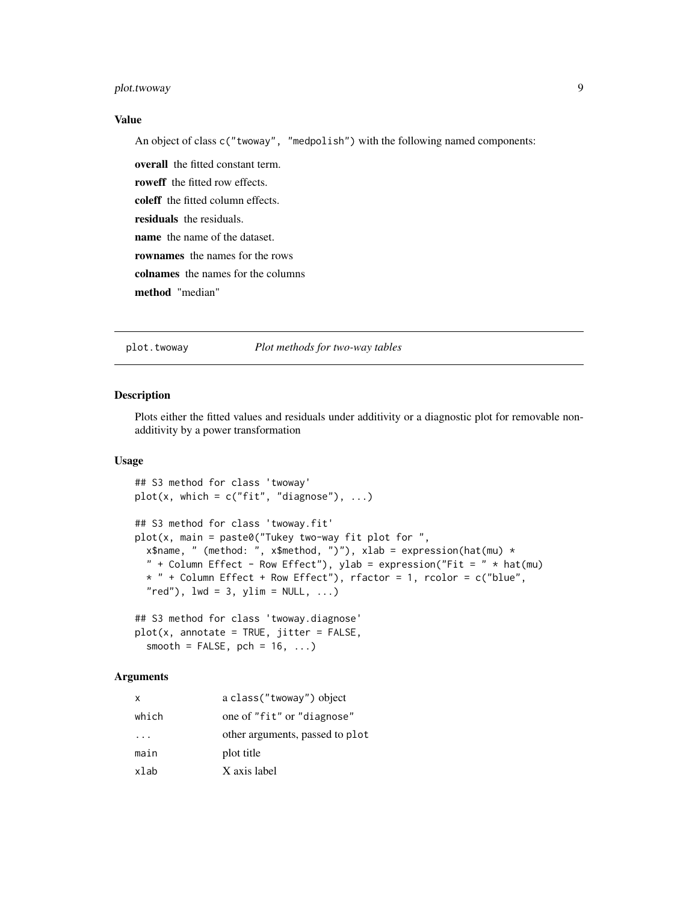### Value

An object of class `c("twoway", "medpolish")` with the following named components:

**overall** the fitted constant term.

**roweff** the fitted row effects.

**coleff** the fitted column effects.

**residuals** the residuals.

**name** the name of the dataset.

**rownames** the names for the rows

**colnames** the names for the columns

**method** "median"

---

## plot.twoway *Plot methods for two-way tables*

### Description

Plots either the fitted values and residuals under additivity or a diagnostic plot for removable non-additivity by a power transformation

### Usage

```
## S3 method for class 'twoway'
plot(x, which = c("fit", "diagnose"), ...)

## S3 method for class 'twoway.fit'
plot(x, main = paste0("Tukey two-way fit plot for ",
  x$name, " (method: ", x$method, ")"), xlab = expression(hat(mu) *
  " + Column Effect - Row Effect"), ylab = expression("Fit = " * hat(mu)
  * " + Column Effect + Row Effect"), rfactor = 1, rcolor = c("blue",
  "red"), lwd = 3, ylim = NULL, ...)

## S3 method for class 'twoway.diagnose'
plot(x, annotate = TRUE, jitter = FALSE,
  smooth = FALSE, pch = 16, ...)
```

### Arguments

| | |
|---|---|
| x | a class("twoway") object |
| which | one of "fit" or "diagnose" |
| ... | other arguments, passed to plot |
| main | plot title |
| xlab | X axis label |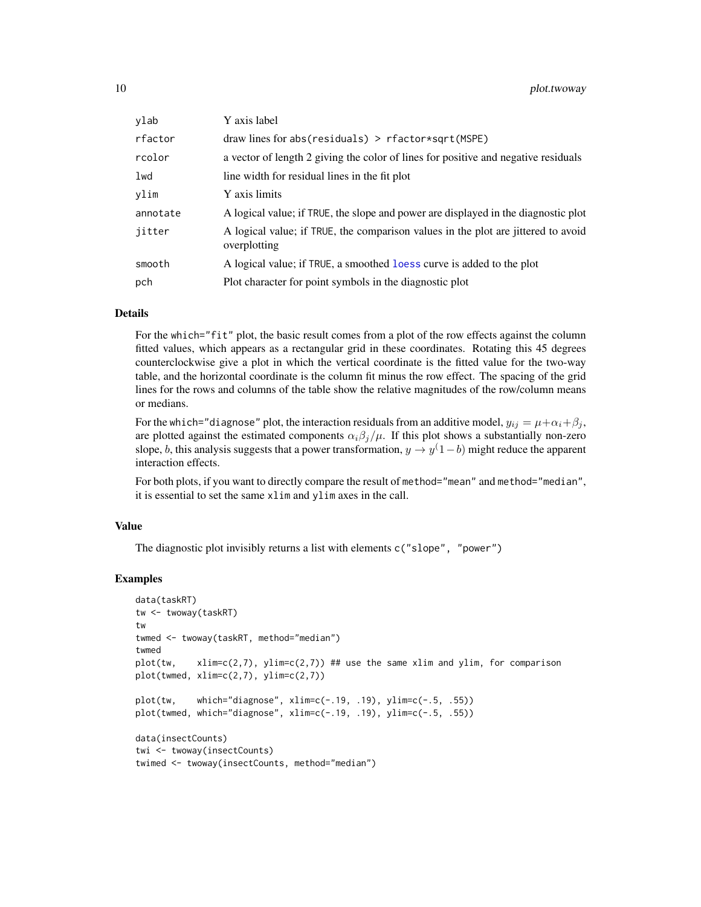| | |
|---|---|
| ylab | Y axis label |
| rfactor | draw lines for abs(residuals) > rfactor*sqrt(MSPE) |
| rcolor | a vector of length 2 giving the color of lines for positive and negative residuals |
| lwd | line width for residual lines in the fit plot |
| ylim | Y axis limits |
| annotate | A logical value; if TRUE, the slope and power are displayed in the diagnostic plot |
| jitter | A logical value; if TRUE, the comparison values in the plot are jittered to avoid overplotting |
| smooth | A logical value; if TRUE, a smoothed loess curve is added to the plot |
| pch | Plot character for point symbols in the diagnostic plot |

## Details

For the which="fit" plot, the basic result comes from a plot of the row effects against the column fitted values, which appears as a rectangular grid in these coordinates. Rotating this 45 degrees counterclockwise give a plot in which the vertical coordinate is the fitted value for the two-way table, and the horizontal coordinate is the column fit minus the row effect. The spacing of the grid lines for the rows and columns of the table show the relative magnitudes of the row/column means or medians.

For the which="diagnose" plot, the interaction residuals from an additive model, $y_{ij} = \mu + \alpha_i + \beta_j$, are plotted against the estimated components $\alpha_i \beta_j / \mu$. If this plot shows a substantially non-zero slope, $b$, this analysis suggests that a power transformation, $y \rightarrow y^(1-b)$ might reduce the apparent interaction effects.

For both plots, if you want to directly compare the result of method="mean" and method="median", it is essential to set the same xlim and ylim axes in the call.

## Value

The diagnostic plot invisibly returns a list with elements c("slope", "power")

## Examples

```
data(taskRT)
tw <- twoway(taskRT)
tw
twmed <- twoway(taskRT, method="median")
twmed
plot(tw,    xlim=c(2,7), ylim=c(2,7)) ## use the same xlim and ylim, for comparison
plot(twmed, xlim=c(2,7), ylim=c(2,7))

plot(tw,    which="diagnose", xlim=c(-.19, .19), ylim=c(-.5, .55))
plot(twmed, which="diagnose", xlim=c(-.19, .19), ylim=c(-.5, .55))

data(insectCounts)
twi <- twoway(insectCounts)
twimed <- twoway(insectCounts, method="median")
```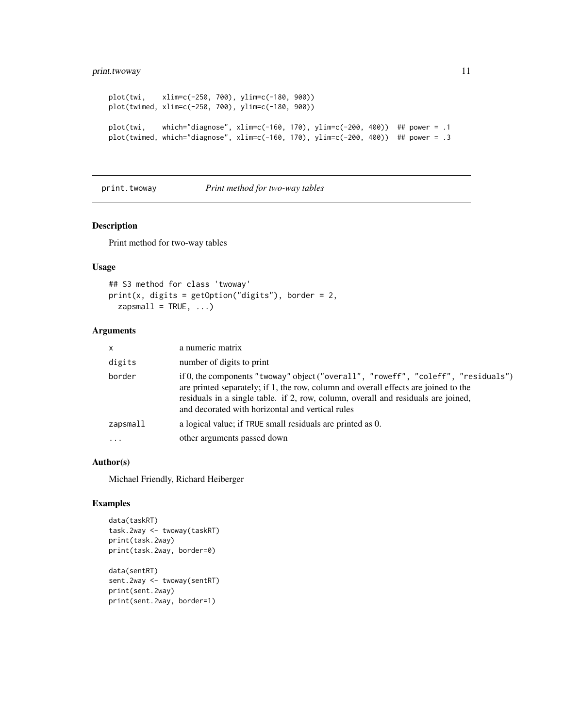```
plot(twi,    xlim=c(-250, 700), ylim=c(-180, 900))
plot(twimed, xlim=c(-250, 700), ylim=c(-180, 900))

plot(twi,    which="diagnose", xlim=c(-160, 170), ylim=c(-200, 400))  ## power = .1
plot(twimed, which="diagnose", xlim=c(-160, 170), ylim=c(-200, 400))  ## power = .3
```

## print.twoway    *Print method for two-way tables*

### Description

Print method for two-way tables

### Usage

```
## S3 method for class 'twoway'
print(x, digits = getOption("digits"), border = 2,
  zapsmall = TRUE, ...)
```

### Arguments

| | |
|---|---|
| `x` | a numeric matrix |
| `digits` | number of digits to print |
| `border` | if 0, the components "twoway" object ("overall", "roweff", "coleff", "residuals") are printed separately; if 1, the row, column and overall effects are joined to the residuals in a single table. if 2, row, column, overall and residuals are joined, and decorated with horizontal and vertical rules |
| `zapsmall` | a logical value; if `TRUE` small residuals are printed as 0. |
| `...` | other arguments passed down |

### Author(s)

Michael Friendly, Richard Heiberger

### Examples

```
data(taskRT)
task.2way <- twoway(taskRT)
print(task.2way)
print(task.2way, border=0)

data(sentRT)
sent.2way <- twoway(sentRT)
print(sent.2way)
print(sent.2way, border=1)
```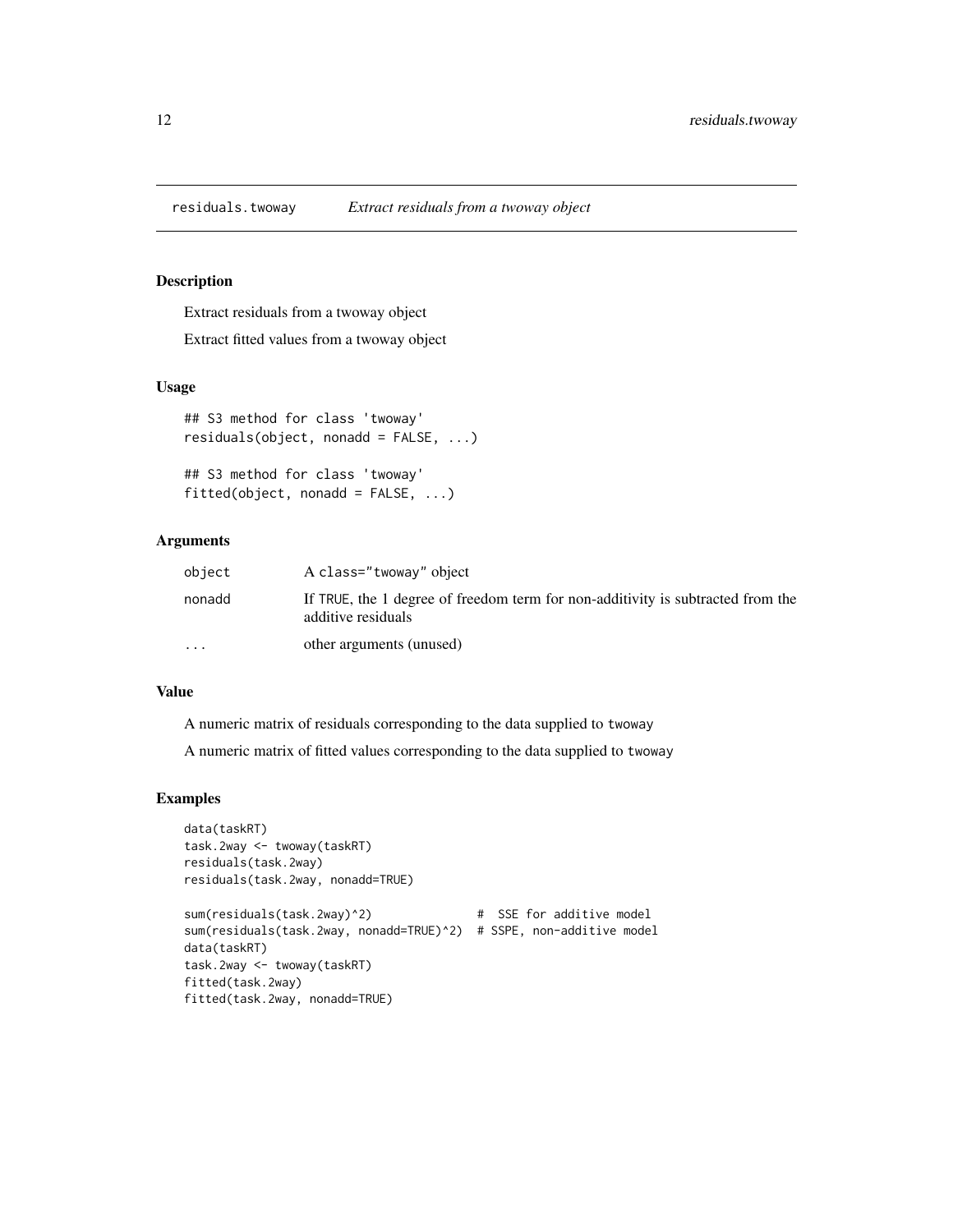## residuals.twoway — *Extract residuals from a twoway object*

### Description

Extract residuals from a twoway object

Extract fitted values from a twoway object

### Usage

```
## S3 method for class 'twoway'
residuals(object, nonadd = FALSE, ...)

## S3 method for class 'twoway'
fitted(object, nonadd = FALSE, ...)
```

### Arguments

| | |
|---|---|
| `object` | A `class="twoway"` object |
| `nonadd` | If `TRUE`, the 1 degree of freedom term for non-additivity is subtracted from the additive residuals |
| `...` | other arguments (unused) |

### Value

A numeric matrix of residuals corresponding to the data supplied to `twoway`

A numeric matrix of fitted values corresponding to the data supplied to `twoway`

### Examples

```
data(taskRT)
task.2way <- twoway(taskRT)
residuals(task.2way)
residuals(task.2way, nonadd=TRUE)

sum(residuals(task.2way)^2)              #  SSE for additive model
sum(residuals(task.2way, nonadd=TRUE)^2)  # SSPE, non-additive model
data(taskRT)
task.2way <- twoway(taskRT)
fitted(task.2way)
fitted(task.2way, nonadd=TRUE)
```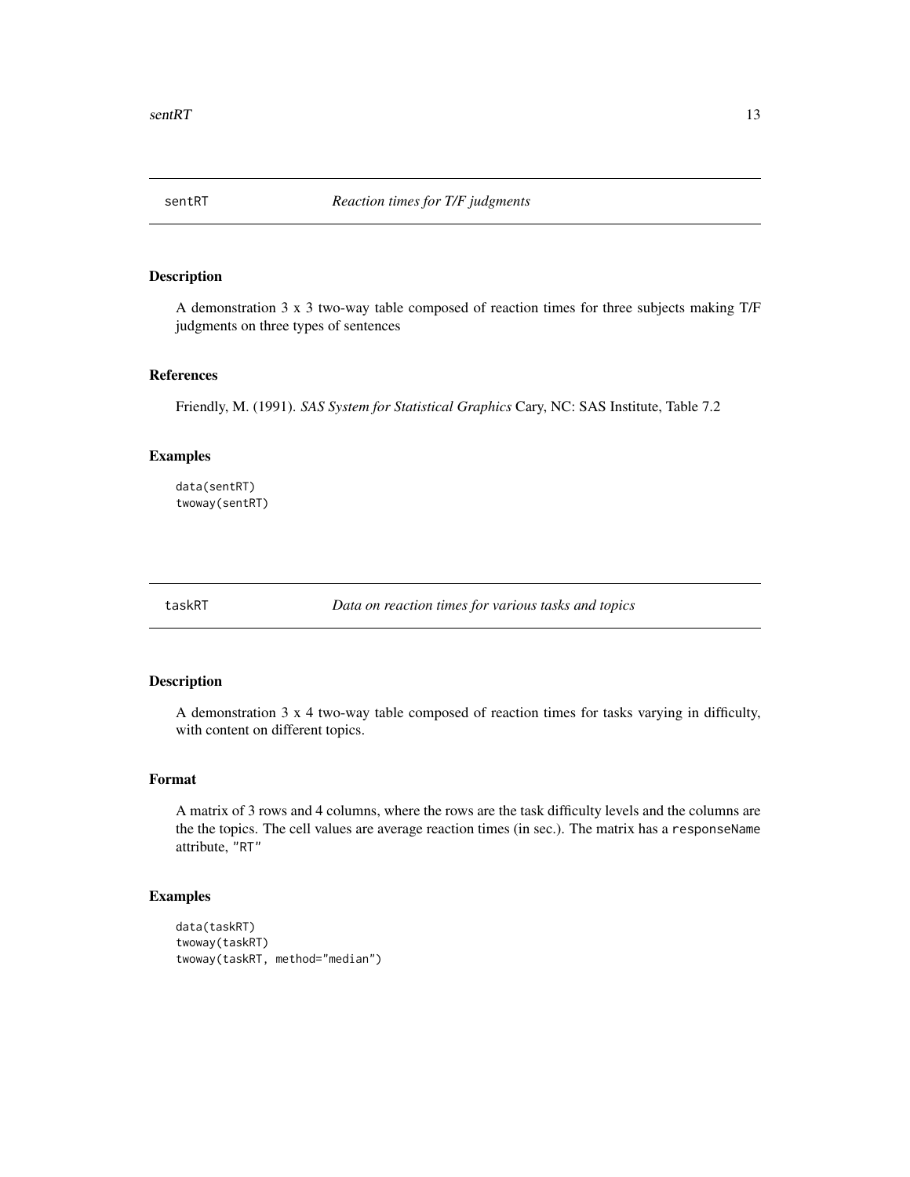## sentRT — *Reaction times for T/F judgments*

### Description

A demonstration 3 x 3 two-way table composed of reaction times for three subjects making T/F judgments on three types of sentences

### References

Friendly, M. (1991). *SAS System for Statistical Graphics* Cary, NC: SAS Institute, Table 7.2

### Examples

```
data(sentRT)
twoway(sentRT)
```

## taskRT — *Data on reaction times for various tasks and topics*

### Description

A demonstration 3 x 4 two-way table composed of reaction times for tasks varying in difficulty, with content on different topics.

### Format

A matrix of 3 rows and 4 columns, where the rows are the task difficulty levels and the columns are the the topics. The cell values are average reaction times (in sec.). The matrix has a `responseName` attribute, `"RT"`

### Examples

```
data(taskRT)
twoway(taskRT)
twoway(taskRT, method="median")
```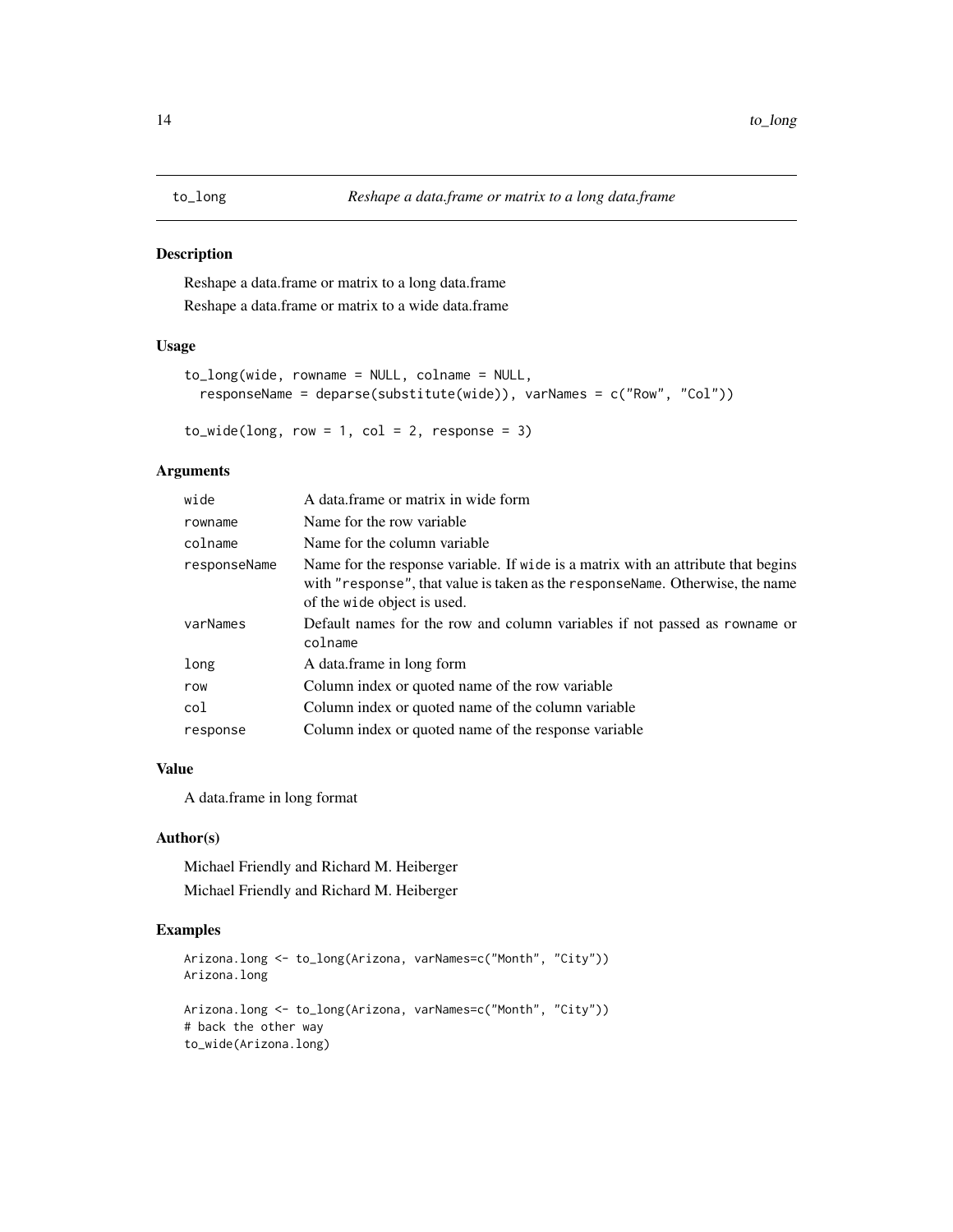# to_long *Reshape a data.frame or matrix to a long data.frame*

## Description

Reshape a data.frame or matrix to a long data.frame

Reshape a data.frame or matrix to a wide data.frame

## Usage

```
to_long(wide, rowname = NULL, colname = NULL,
  responseName = deparse(substitute(wide)), varNames = c("Row", "Col"))

to_wide(long, row = 1, col = 2, response = 3)
```

## Arguments

| | |
|---|---|
| `wide` | A data.frame or matrix in wide form |
| `rowname` | Name for the row variable |
| `colname` | Name for the column variable |
| `responseName` | Name for the response variable. If `wide` is a matrix with an attribute that begins with `"response"`, that value is taken as the `responseName`. Otherwise, the name of the `wide` object is used. |
| `varNames` | Default names for the row and column variables if not passed as `rowname` or `colname` |
| `long` | A data.frame in long form |
| `row` | Column index or quoted name of the row variable |
| `col` | Column index or quoted name of the column variable |
| `response` | Column index or quoted name of the response variable |

## Value

A data.frame in long format

## Author(s)

Michael Friendly and Richard M. Heiberger

Michael Friendly and Richard M. Heiberger

## Examples

```
Arizona.long <- to_long(Arizona, varNames=c("Month", "City"))
Arizona.long

Arizona.long <- to_long(Arizona, varNames=c("Month", "City"))
# back the other way
to_wide(Arizona.long)
```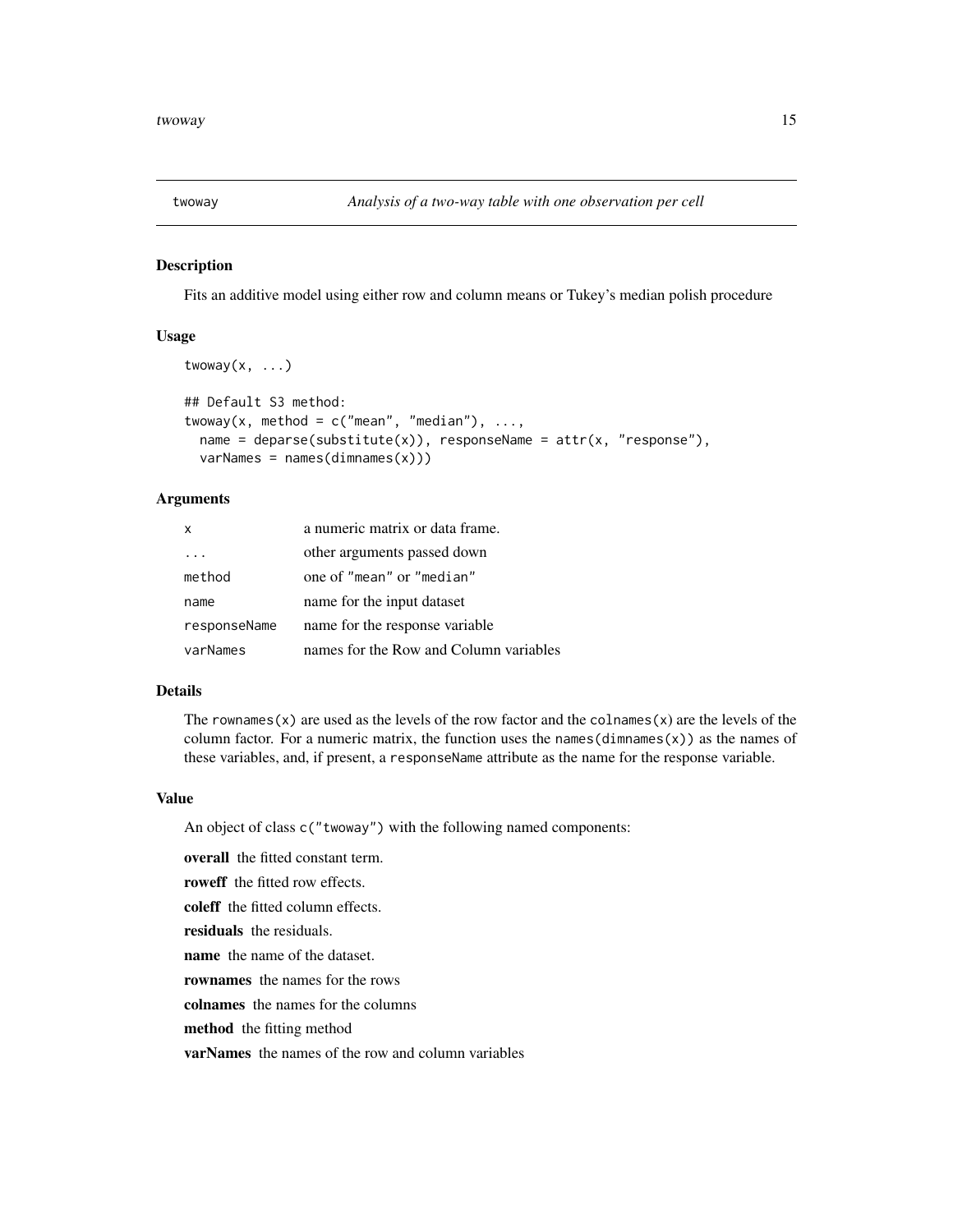# twoway — *Analysis of a two-way table with one observation per cell*

## Description

Fits an additive model using either row and column means or Tukey's median polish procedure

## Usage

```
twoway(x, ...)

## Default S3 method:
twoway(x, method = c("mean", "median"), ...,
  name = deparse(substitute(x)), responseName = attr(x, "response"),
  varNames = names(dimnames(x)))
```

## Arguments

| | |
|---|---|
| `x` | a numeric matrix or data frame. |
| `...` | other arguments passed down |
| `method` | one of `"mean"` or `"median"` |
| `name` | name for the input dataset |
| `responseName` | name for the response variable |
| `varNames` | names for the Row and Column variables |

## Details

The `rownames(x)` are used as the levels of the row factor and the `colnames(x)` are the levels of the column factor. For a numeric matrix, the function uses the `names(dimnames(x))` as the names of these variables, and, if present, a `responseName` attribute as the name for the response variable.

## Value

An object of class `c("twoway")` with the following named components:

**overall** the fitted constant term.

**roweff** the fitted row effects.

**coleff** the fitted column effects.

**residuals** the residuals.

**name** the name of the dataset.

**rownames** the names for the rows

**colnames** the names for the columns

**method** the fitting method

**varNames** the names of the row and column variables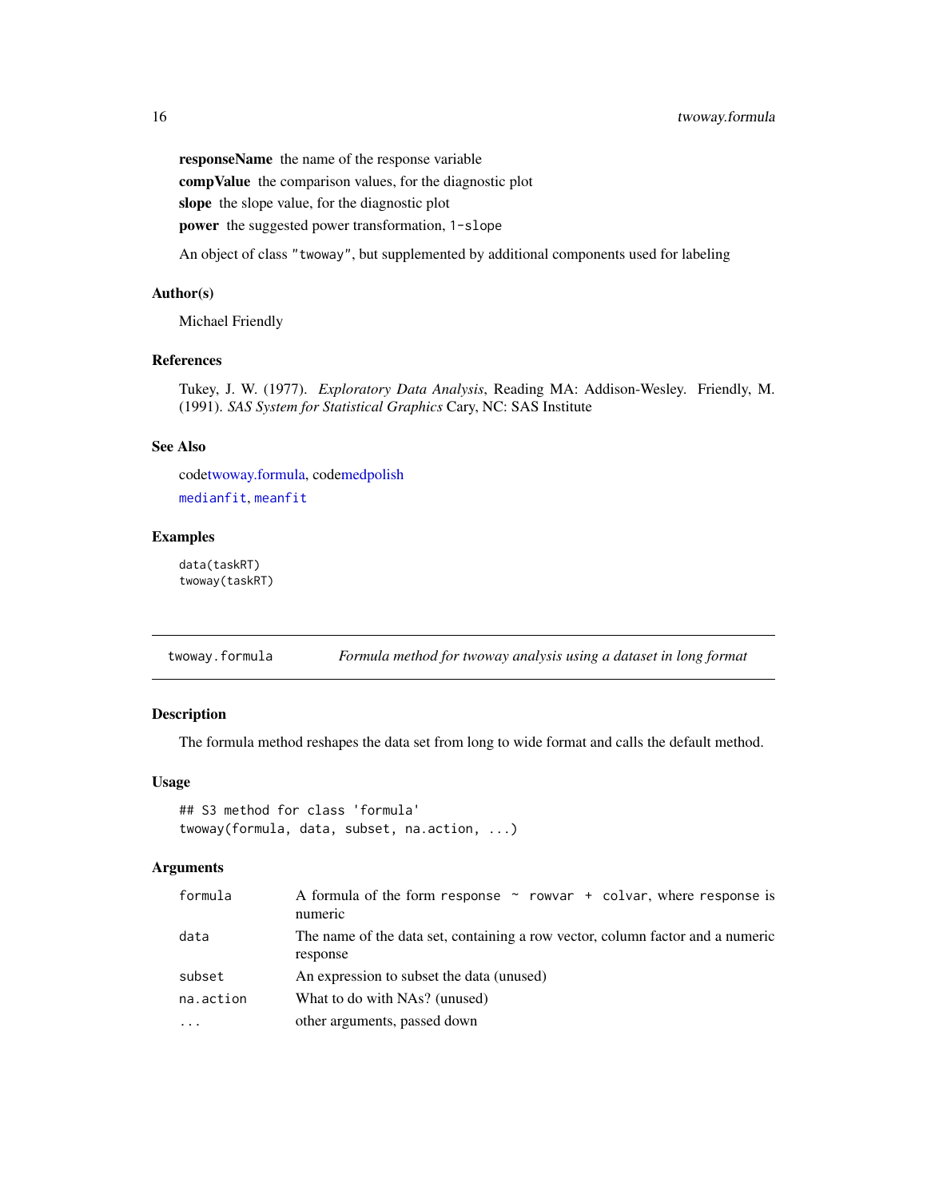**responseName** the name of the response variable

**compValue** the comparison values, for the diagnostic plot

**slope** the slope value, for the diagnostic plot

**power** the suggested power transformation, `1-slope`

An object of class `"twoway"`, but supplemented by additional components used for labeling

### Author(s)

Michael Friendly

### References

Tukey, J. W. (1977). *Exploratory Data Analysis*, Reading MA: Addison-Wesley. Friendly, M. (1991). *SAS System for Statistical Graphics* Cary, NC: SAS Institute

### See Also

codetwoway.formula, codemedpolish

`medianfit`, `meanfit`

### Examples

```
data(taskRT)
twoway(taskRT)
```

---

## twoway.formula — *Formula method for twoway analysis using a dataset in long format*

### Description

The formula method reshapes the data set from long to wide format and calls the default method.

### Usage

```
## S3 method for class 'formula'
twoway(formula, data, subset, na.action, ...)
```

### Arguments

| | |
|---|---|
| `formula` | A formula of the form `response ~ rowvar + colvar`, where `response` is numeric |
| `data` | The name of the data set, containing a row vector, column factor and a numeric response |
| `subset` | An expression to subset the data (unused) |
| `na.action` | What to do with NAs? (unused) |
| `...` | other arguments, passed down |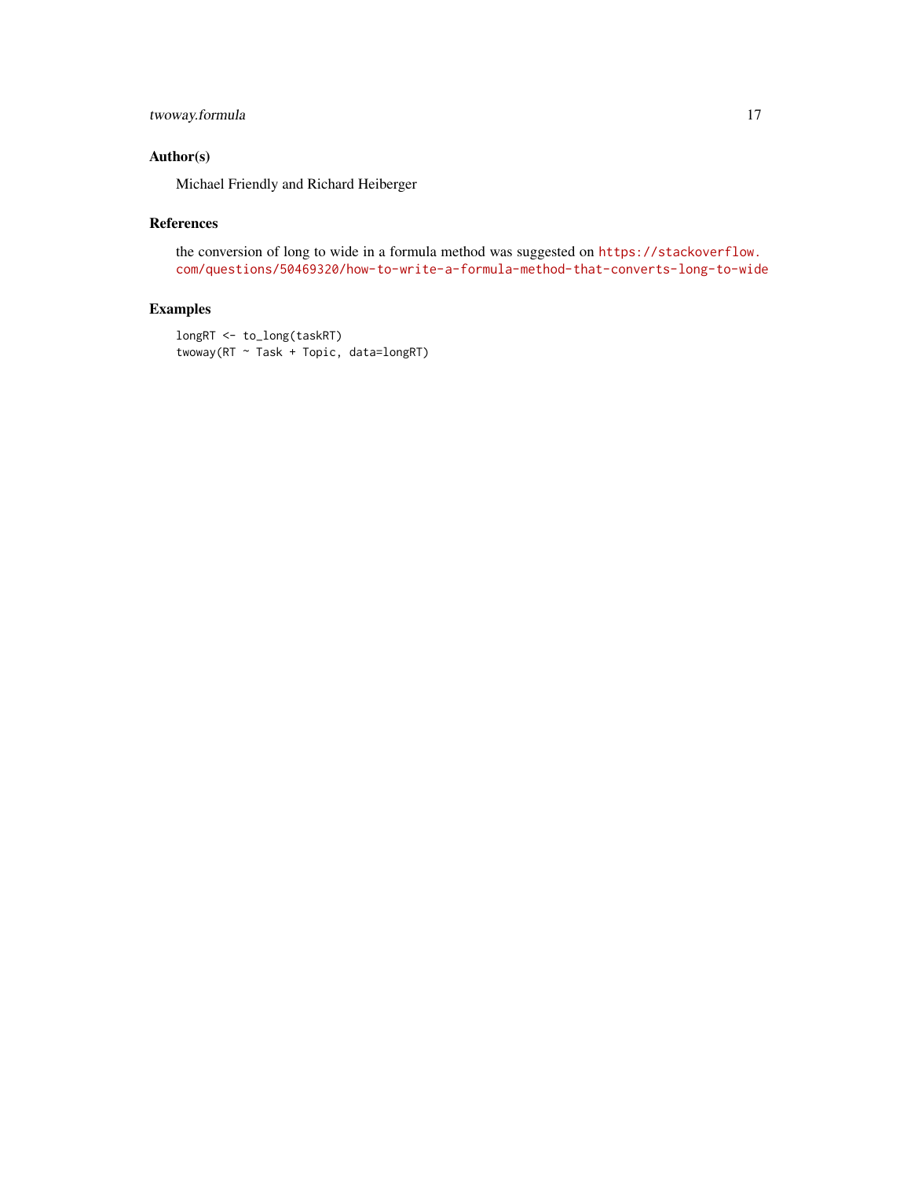## Author(s)

Michael Friendly and Richard Heiberger

## References

the conversion of long to wide in a formula method was suggested on https://stackoverflow.com/questions/50469320/how-to-write-a-formula-method-that-converts-long-to-wide

## Examples

```
longRT <- to_long(taskRT)
twoway(RT ~ Task + Topic, data=longRT)
```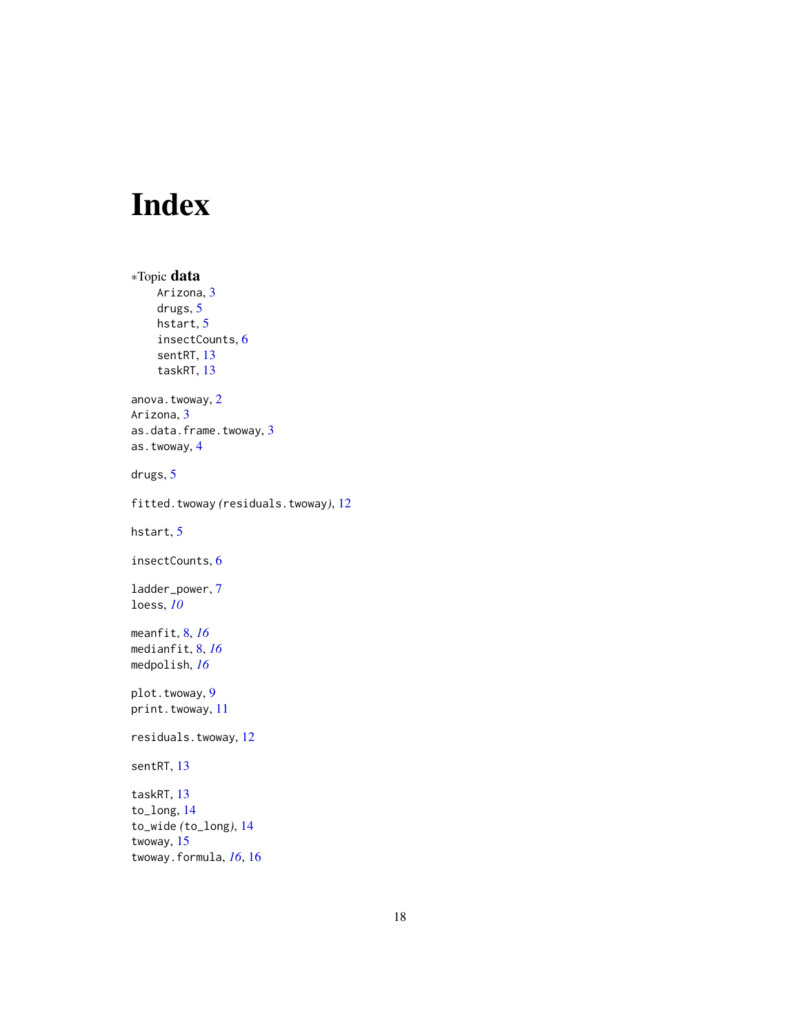# Index

*Topic **data**

- Arizona, 3
- drugs, 5
- hstart, 5
- insectCounts, 6
- sentRT, 13
- taskRT, 13

anova.twoway, 2
Arizona, 3
as.data.frame.twoway, 3
as.twoway, 4

drugs, 5

fitted.twoway (residuals.twoway), 12

hstart, 5

insectCounts, 6

ladder_power, 7
loess, *10*

meanfit, 8, *16*
medianfit, 8, *16*
medpolish, *16*

plot.twoway, 9
print.twoway, 11

residuals.twoway, 12

sentRT, 13

taskRT, 13
to_long, 14
to_wide (to_long), 14
twoway, 15
twoway.formula, *16*, 16